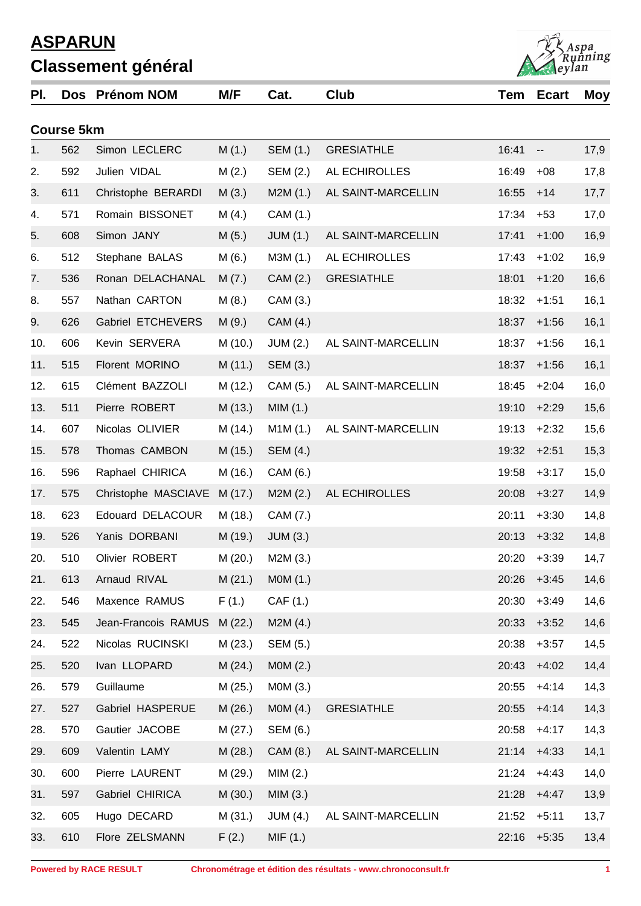# ASPARUN

## Classement général

### Course 5km

| Pl. | Dos | Prénom NOM | M/F | Cat. | Club | Tem | Ecart | Moy |
|---|---|---|---|---|---|---|---|---|
| 1. | 562 | Simon LECLERC | M (1.) | SEM (1.) | GRESIATHLE | 16:41 | -- | 17,9 |
| 2. | 592 | Julien VIDAL | M (2.) | SEM (2.) | AL ECHIROLLES | 16:49 | +08 | 17,8 |
| 3. | 611 | Christophe BERARDI | M (3.) | M2M (1.) | AL SAINT-MARCELLIN | 16:55 | +14 | 17,7 |
| 4. | 571 | Romain BISSONET | M (4.) | CAM (1.) | | 17:34 | +53 | 17,0 |
| 5. | 608 | Simon JANY | M (5.) | JUM (1.) | AL SAINT-MARCELLIN | 17:41 | +1:00 | 16,9 |
| 6. | 512 | Stephane BALAS | M (6.) | M3M (1.) | AL ECHIROLLES | 17:43 | +1:02 | 16,9 |
| 7. | 536 | Ronan DELACHANAL | M (7.) | CAM (2.) | GRESIATHLE | 18:01 | +1:20 | 16,6 |
| 8. | 557 | Nathan CARTON | M (8.) | CAM (3.) | | 18:32 | +1:51 | 16,1 |
| 9. | 626 | Gabriel ETCHEVERS | M (9.) | CAM (4.) | | 18:37 | +1:56 | 16,1 |
| 10. | 606 | Kevin SERVERA | M (10.) | JUM (2.) | AL SAINT-MARCELLIN | 18:37 | +1:56 | 16,1 |
| 11. | 515 | Florent MORINO | M (11.) | SEM (3.) | | 18:37 | +1:56 | 16,1 |
| 12. | 615 | Clément BAZZOLI | M (12.) | CAM (5.) | AL SAINT-MARCELLIN | 18:45 | +2:04 | 16,0 |
| 13. | 511 | Pierre ROBERT | M (13.) | MIM (1.) | | 19:10 | +2:29 | 15,6 |
| 14. | 607 | Nicolas OLIVIER | M (14.) | M1M (1.) | AL SAINT-MARCELLIN | 19:13 | +2:32 | 15,6 |
| 15. | 578 | Thomas CAMBON | M (15.) | SEM (4.) | | 19:32 | +2:51 | 15,3 |
| 16. | 596 | Raphael CHIRICA | M (16.) | CAM (6.) | | 19:58 | +3:17 | 15,0 |
| 17. | 575 | Christophe MASCIAVE | M (17.) | M2M (2.) | AL ECHIROLLES | 20:08 | +3:27 | 14,9 |
| 18. | 623 | Edouard DELACOUR | M (18.) | CAM (7.) | | 20:11 | +3:30 | 14,8 |
| 19. | 526 | Yanis DORBANI | M (19.) | JUM (3.) | | 20:13 | +3:32 | 14,8 |
| 20. | 510 | Olivier ROBERT | M (20.) | M2M (3.) | | 20:20 | +3:39 | 14,7 |
| 21. | 613 | Arnaud RIVAL | M (21.) | M0M (1.) | | 20:26 | +3:45 | 14,6 |
| 22. | 546 | Maxence RAMUS | F (1.) | CAF (1.) | | 20:30 | +3:49 | 14,6 |
| 23. | 545 | Jean-Francois RAMUS | M (22.) | M2M (4.) | | 20:33 | +3:52 | 14,6 |
| 24. | 522 | Nicolas RUCINSKI | M (23.) | SEM (5.) | | 20:38 | +3:57 | 14,5 |
| 25. | 520 | Ivan LLOPARD | M (24.) | M0M (2.) | | 20:43 | +4:02 | 14,4 |
| 26. | 579 | Guillaume | M (25.) | M0M (3.) | | 20:55 | +4:14 | 14,3 |
| 27. | 527 | Gabriel HASPERUE | M (26.) | M0M (4.) | GRESIATHLE | 20:55 | +4:14 | 14,3 |
| 28. | 570 | Gautier JACOBE | M (27.) | SEM (6.) | | 20:58 | +4:17 | 14,3 |
| 29. | 609 | Valentin LAMY | M (28.) | CAM (8.) | AL SAINT-MARCELLIN | 21:14 | +4:33 | 14,1 |
| 30. | 600 | Pierre LAURENT | M (29.) | MIM (2.) | | 21:24 | +4:43 | 14,0 |
| 31. | 597 | Gabriel CHIRICA | M (30.) | MIM (3.) | | 21:28 | +4:47 | 13,9 |
| 32. | 605 | Hugo DECARD | M (31.) | JUM (4.) | AL SAINT-MARCELLIN | 21:52 | +5:11 | 13,7 |
| 33. | 610 | Flore ZELSMANN | F (2.) | MIF (1.) | | 22:16 | +5:35 | 13,4 |

Powered by RACE RESULT — Chronométrage et édition des résultats - www.chronoconsult.fr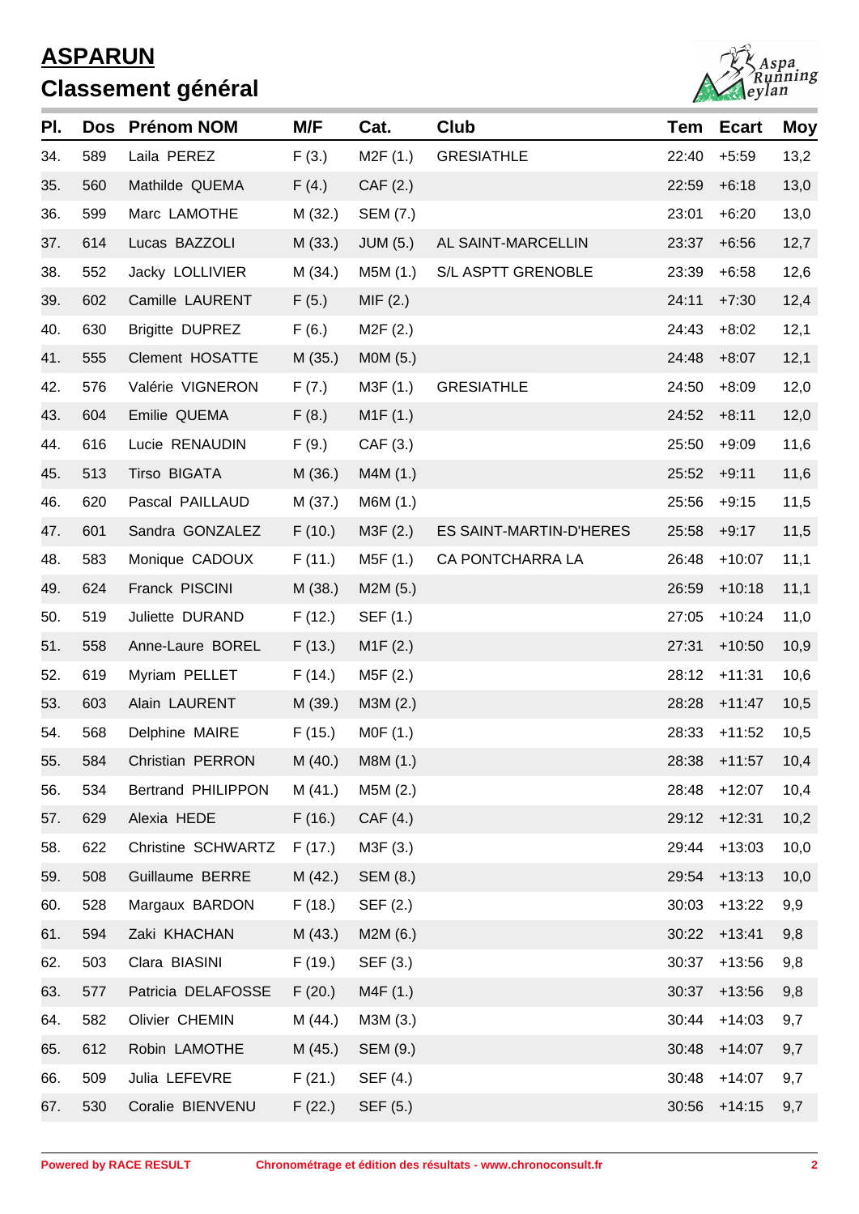# ASPARUN

## Classement général

| Pl. | Dos | Prénom NOM | M/F | Cat. | Club | Tem | Ecart | Moy |
|---|---|---|---|---|---|---|---|---|
| 34. | 589 | Laila PEREZ | F (3.) | M2F (1.) | GRESIATHLE | 22:40 | +5:59 | 13,2 |
| 35. | 560 | Mathilde QUEMA | F (4.) | CAF (2.) | | 22:59 | +6:18 | 13,0 |
| 36. | 599 | Marc LAMOTHE | M (32.) | SEM (7.) | | 23:01 | +6:20 | 13,0 |
| 37. | 614 | Lucas BAZZOLI | M (33.) | JUM (5.) | AL SAINT-MARCELLIN | 23:37 | +6:56 | 12,7 |
| 38. | 552 | Jacky LOLLIVIER | M (34.) | M5M (1.) | S/L ASPTT GRENOBLE | 23:39 | +6:58 | 12,6 |
| 39. | 602 | Camille LAURENT | F (5.) | MIF (2.) | | 24:11 | +7:30 | 12,4 |
| 40. | 630 | Brigitte DUPREZ | F (6.) | M2F (2.) | | 24:43 | +8:02 | 12,1 |
| 41. | 555 | Clement HOSATTE | M (35.) | M0M (5.) | | 24:48 | +8:07 | 12,1 |
| 42. | 576 | Valérie VIGNERON | F (7.) | M3F (1.) | GRESIATHLE | 24:50 | +8:09 | 12,0 |
| 43. | 604 | Emilie QUEMA | F (8.) | M1F (1.) | | 24:52 | +8:11 | 12,0 |
| 44. | 616 | Lucie RENAUDIN | F (9.) | CAF (3.) | | 25:50 | +9:09 | 11,6 |
| 45. | 513 | Tirso BIGATA | M (36.) | M4M (1.) | | 25:52 | +9:11 | 11,6 |
| 46. | 620 | Pascal PAILLAUD | M (37.) | M6M (1.) | | 25:56 | +9:15 | 11,5 |
| 47. | 601 | Sandra GONZALEZ | F (10.) | M3F (2.) | ES SAINT-MARTIN-D'HERES | 25:58 | +9:17 | 11,5 |
| 48. | 583 | Monique CADOUX | F (11.) | M5F (1.) | CA PONTCHARRA LA | 26:48 | +10:07 | 11,1 |
| 49. | 624 | Franck PISCINI | M (38.) | M2M (5.) | | 26:59 | +10:18 | 11,1 |
| 50. | 519 | Juliette DURAND | F (12.) | SEF (1.) | | 27:05 | +10:24 | 11,0 |
| 51. | 558 | Anne-Laure BOREL | F (13.) | M1F (2.) | | 27:31 | +10:50 | 10,9 |
| 52. | 619 | Myriam PELLET | F (14.) | M5F (2.) | | 28:12 | +11:31 | 10,6 |
| 53. | 603 | Alain LAURENT | M (39.) | M3M (2.) | | 28:28 | +11:47 | 10,5 |
| 54. | 568 | Delphine MAIRE | F (15.) | M0F (1.) | | 28:33 | +11:52 | 10,5 |
| 55. | 584 | Christian PERRON | M (40.) | M8M (1.) | | 28:38 | +11:57 | 10,4 |
| 56. | 534 | Bertrand PHILIPPON | M (41.) | M5M (2.) | | 28:48 | +12:07 | 10,4 |
| 57. | 629 | Alexia HEDE | F (16.) | CAF (4.) | | 29:12 | +12:31 | 10,2 |
| 58. | 622 | Christine SCHWARTZ | F (17.) | M3F (3.) | | 29:44 | +13:03 | 10,0 |
| 59. | 508 | Guillaume BERRE | M (42.) | SEM (8.) | | 29:54 | +13:13 | 10,0 |
| 60. | 528 | Margaux BARDON | F (18.) | SEF (2.) | | 30:03 | +13:22 | 9,9 |
| 61. | 594 | Zaki KHACHAN | M (43.) | M2M (6.) | | 30:22 | +13:41 | 9,8 |
| 62. | 503 | Clara BIASINI | F (19.) | SEF (3.) | | 30:37 | +13:56 | 9,8 |
| 63. | 577 | Patricia DELAFOSSE | F (20.) | M4F (1.) | | 30:37 | +13:56 | 9,8 |
| 64. | 582 | Olivier CHEMIN | M (44.) | M3M (3.) | | 30:44 | +14:03 | 9,7 |
| 65. | 612 | Robin LAMOTHE | M (45.) | SEM (9.) | | 30:48 | +14:07 | 9,7 |
| 66. | 509 | Julia LEFEVRE | F (21.) | SEF (4.) | | 30:48 | +14:07 | 9,7 |
| 67. | 530 | Coralie BIENVENU | F (22.) | SEF (5.) | | 30:56 | +14:15 | 9,7 |

Powered by RACE RESULT    Chronométrage et édition des résultats - www.chronoconsult.fr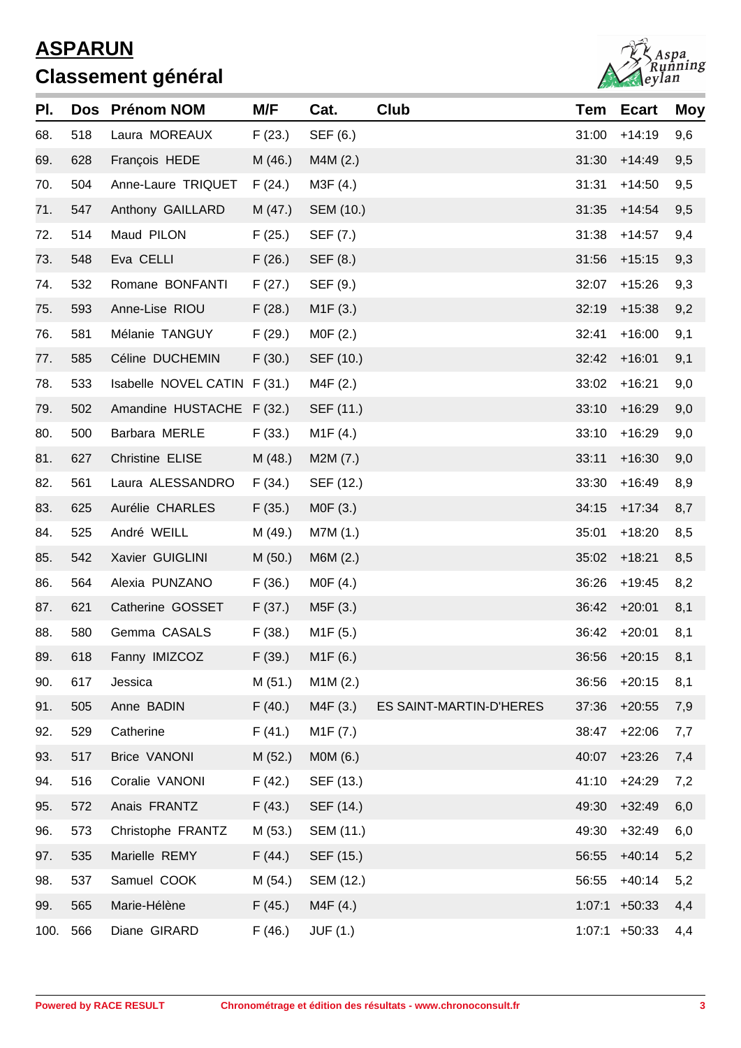# ASPARUN

## Classement général

| Pl. | Dos | Prénom NOM | M/F | Cat. | Club | Tem | Ecart | Moy |
|---|---|---|---|---|---|---|---|---|
| 68. | 518 | Laura MOREAUX | F (23.) | SEF (6.) | | 31:00 | +14:19 | 9,6 |
| 69. | 628 | François HEDE | M (46.) | M4M (2.) | | 31:30 | +14:49 | 9,5 |
| 70. | 504 | Anne-Laure TRIQUET | F (24.) | M3F (4.) | | 31:31 | +14:50 | 9,5 |
| 71. | 547 | Anthony GAILLARD | M (47.) | SEM (10.) | | 31:35 | +14:54 | 9,5 |
| 72. | 514 | Maud PILON | F (25.) | SEF (7.) | | 31:38 | +14:57 | 9,4 |
| 73. | 548 | Eva CELLI | F (26.) | SEF (8.) | | 31:56 | +15:15 | 9,3 |
| 74. | 532 | Romane BONFANTI | F (27.) | SEF (9.) | | 32:07 | +15:26 | 9,3 |
| 75. | 593 | Anne-Lise RIOU | F (28.) | M1F (3.) | | 32:19 | +15:38 | 9,2 |
| 76. | 581 | Mélanie TANGUY | F (29.) | M0F (2.) | | 32:41 | +16:00 | 9,1 |
| 77. | 585 | Céline DUCHEMIN | F (30.) | SEF (10.) | | 32:42 | +16:01 | 9,1 |
| 78. | 533 | Isabelle NOVEL CATIN | F (31.) | M4F (2.) | | 33:02 | +16:21 | 9,0 |
| 79. | 502 | Amandine HUSTACHE | F (32.) | SEF (11.) | | 33:10 | +16:29 | 9,0 |
| 80. | 500 | Barbara MERLE | F (33.) | M1F (4.) | | 33:10 | +16:29 | 9,0 |
| 81. | 627 | Christine ELISE | M (48.) | M2M (7.) | | 33:11 | +16:30 | 9,0 |
| 82. | 561 | Laura ALESSANDRO | F (34.) | SEF (12.) | | 33:30 | +16:49 | 8,9 |
| 83. | 625 | Aurélie CHARLES | F (35.) | M0F (3.) | | 34:15 | +17:34 | 8,7 |
| 84. | 525 | André WEILL | M (49.) | M7M (1.) | | 35:01 | +18:20 | 8,5 |
| 85. | 542 | Xavier GUIGLINI | M (50.) | M6M (2.) | | 35:02 | +18:21 | 8,5 |
| 86. | 564 | Alexia PUNZANO | F (36.) | M0F (4.) | | 36:26 | +19:45 | 8,2 |
| 87. | 621 | Catherine GOSSET | F (37.) | M5F (3.) | | 36:42 | +20:01 | 8,1 |
| 88. | 580 | Gemma CASALS | F (38.) | M1F (5.) | | 36:42 | +20:01 | 8,1 |
| 89. | 618 | Fanny IMIZCOZ | F (39.) | M1F (6.) | | 36:56 | +20:15 | 8,1 |
| 90. | 617 | Jessica | M (51.) | M1M (2.) | | 36:56 | +20:15 | 8,1 |
| 91. | 505 | Anne BADIN | F (40.) | M4F (3.) | ES SAINT-MARTIN-D'HERES | 37:36 | +20:55 | 7,9 |
| 92. | 529 | Catherine | F (41.) | M1F (7.) | | 38:47 | +22:06 | 7,7 |
| 93. | 517 | Brice VANONI | M (52.) | M0M (6.) | | 40:07 | +23:26 | 7,4 |
| 94. | 516 | Coralie VANONI | F (42.) | SEF (13.) | | 41:10 | +24:29 | 7,2 |
| 95. | 572 | Anais FRANTZ | F (43.) | SEF (14.) | | 49:30 | +32:49 | 6,0 |
| 96. | 573 | Christophe FRANTZ | M (53.) | SEM (11.) | | 49:30 | +32:49 | 6,0 |
| 97. | 535 | Marielle REMY | F (44.) | SEF (15.) | | 56:55 | +40:14 | 5,2 |
| 98. | 537 | Samuel COOK | M (54.) | SEM (12.) | | 56:55 | +40:14 | 5,2 |
| 99. | 565 | Marie-Hélène | F (45.) | M4F (4.) | | 1:07:1 | +50:33 | 4,4 |
| 100. | 566 | Diane GIRARD | F (46.) | JUF (1.) | | 1:07:1 | +50:33 | 4,4 |

Powered by RACE RESULT — Chronométrage et édition des résultats - www.chronoconsult.fr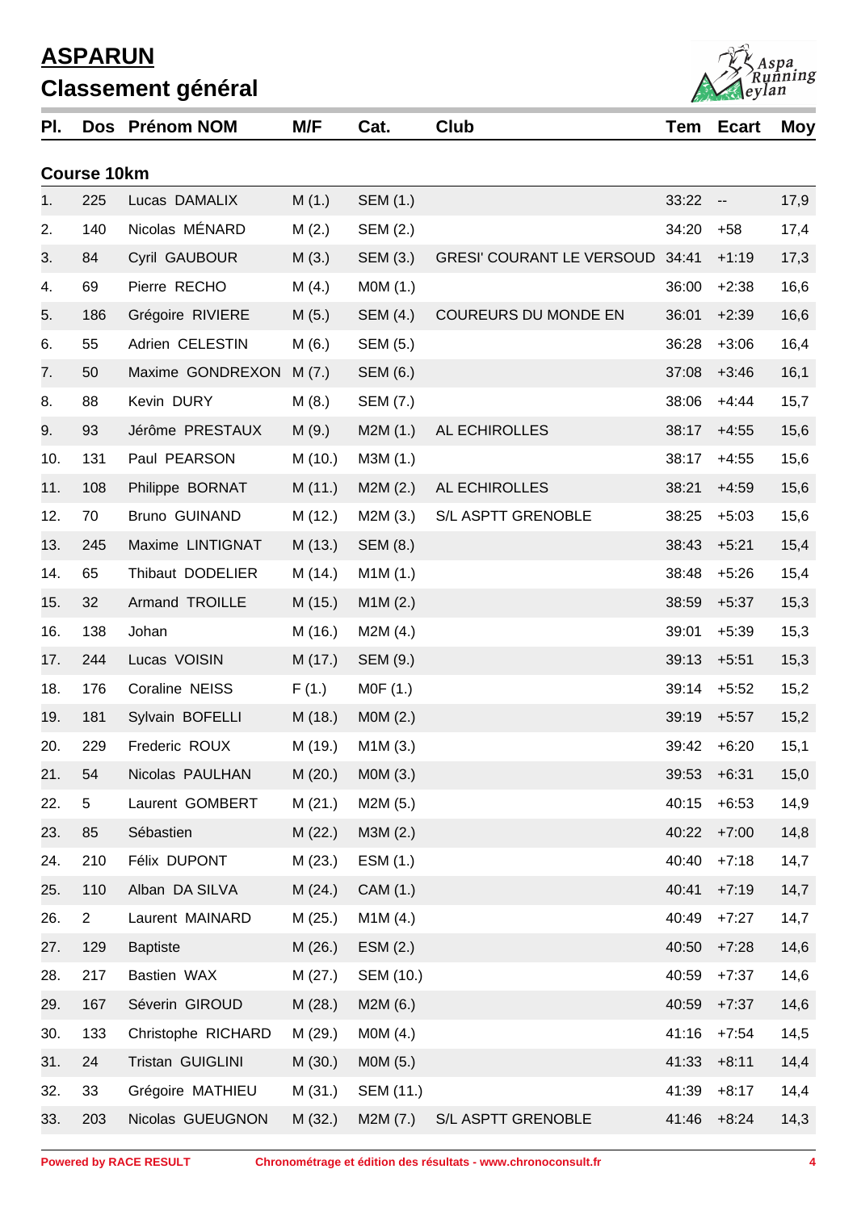# ASPARUN

## Classement général

### Course 10km

| Pl. | Dos | Prénom NOM | M/F | Cat. | Club | Tem | Ecart | Moy |
|---|---|---|---|---|---|---|---|---|
| 1. | 225 | Lucas DAMALIX | M (1.) | SEM (1.) | | 33:22 | -- | 17,9 |
| 2. | 140 | Nicolas MÉNARD | M (2.) | SEM (2.) | | 34:20 | +58 | 17,4 |
| 3. | 84 | Cyril GAUBOUR | M (3.) | SEM (3.) | GRESI' COURANT LE VERSOUD | 34:41 | +1:19 | 17,3 |
| 4. | 69 | Pierre RECHO | M (4.) | M0M (1.) | | 36:00 | +2:38 | 16,6 |
| 5. | 186 | Grégoire RIVIERE | M (5.) | SEM (4.) | COUREURS DU MONDE EN | 36:01 | +2:39 | 16,6 |
| 6. | 55 | Adrien CELESTIN | M (6.) | SEM (5.) | | 36:28 | +3:06 | 16,4 |
| 7. | 50 | Maxime GONDREXON | M (7.) | SEM (6.) | | 37:08 | +3:46 | 16,1 |
| 8. | 88 | Kevin DURY | M (8.) | SEM (7.) | | 38:06 | +4:44 | 15,7 |
| 9. | 93 | Jérôme PRESTAUX | M (9.) | M2M (1.) | AL ECHIROLLES | 38:17 | +4:55 | 15,6 |
| 10. | 131 | Paul PEARSON | M (10.) | M3M (1.) | | 38:17 | +4:55 | 15,6 |
| 11. | 108 | Philippe BORNAT | M (11.) | M2M (2.) | AL ECHIROLLES | 38:21 | +4:59 | 15,6 |
| 12. | 70 | Bruno GUINAND | M (12.) | M2M (3.) | S/L ASPTT GRENOBLE | 38:25 | +5:03 | 15,6 |
| 13. | 245 | Maxime LINTIGNAT | M (13.) | SEM (8.) | | 38:43 | +5:21 | 15,4 |
| 14. | 65 | Thibaut DODELIER | M (14.) | M1M (1.) | | 38:48 | +5:26 | 15,4 |
| 15. | 32 | Armand TROILLE | M (15.) | M1M (2.) | | 38:59 | +5:37 | 15,3 |
| 16. | 138 | Johan | M (16.) | M2M (4.) | | 39:01 | +5:39 | 15,3 |
| 17. | 244 | Lucas VOISIN | M (17.) | SEM (9.) | | 39:13 | +5:51 | 15,3 |
| 18. | 176 | Coraline NEISS | F (1.) | M0F (1.) | | 39:14 | +5:52 | 15,2 |
| 19. | 181 | Sylvain BOFELLI | M (18.) | M0M (2.) | | 39:19 | +5:57 | 15,2 |
| 20. | 229 | Frederic ROUX | M (19.) | M1M (3.) | | 39:42 | +6:20 | 15,1 |
| 21. | 54 | Nicolas PAULHAN | M (20.) | M0M (3.) | | 39:53 | +6:31 | 15,0 |
| 22. | 5 | Laurent GOMBERT | M (21.) | M2M (5.) | | 40:15 | +6:53 | 14,9 |
| 23. | 85 | Sébastien | M (22.) | M3M (2.) | | 40:22 | +7:00 | 14,8 |
| 24. | 210 | Félix DUPONT | M (23.) | ESM (1.) | | 40:40 | +7:18 | 14,7 |
| 25. | 110 | Alban DA SILVA | M (24.) | CAM (1.) | | 40:41 | +7:19 | 14,7 |
| 26. | 2 | Laurent MAINARD | M (25.) | M1M (4.) | | 40:49 | +7:27 | 14,7 |
| 27. | 129 | Baptiste | M (26.) | ESM (2.) | | 40:50 | +7:28 | 14,6 |
| 28. | 217 | Bastien WAX | M (27.) | SEM (10.) | | 40:59 | +7:37 | 14,6 |
| 29. | 167 | Séverin GIROUD | M (28.) | M2M (6.) | | 40:59 | +7:37 | 14,6 |
| 30. | 133 | Christophe RICHARD | M (29.) | M0M (4.) | | 41:16 | +7:54 | 14,5 |
| 31. | 24 | Tristan GUIGLINI | M (30.) | M0M (5.) | | 41:33 | +8:11 | 14,4 |
| 32. | 33 | Grégoire MATHIEU | M (31.) | SEM (11.) | | 41:39 | +8:17 | 14,4 |
| 33. | 203 | Nicolas GUEUGNON | M (32.) | M2M (7.) | S/L ASPTT GRENOBLE | 41:46 | +8:24 | 14,3 |

**Powered by RACE RESULT** — Chronométrage et édition des résultats - www.chronoconsult.fr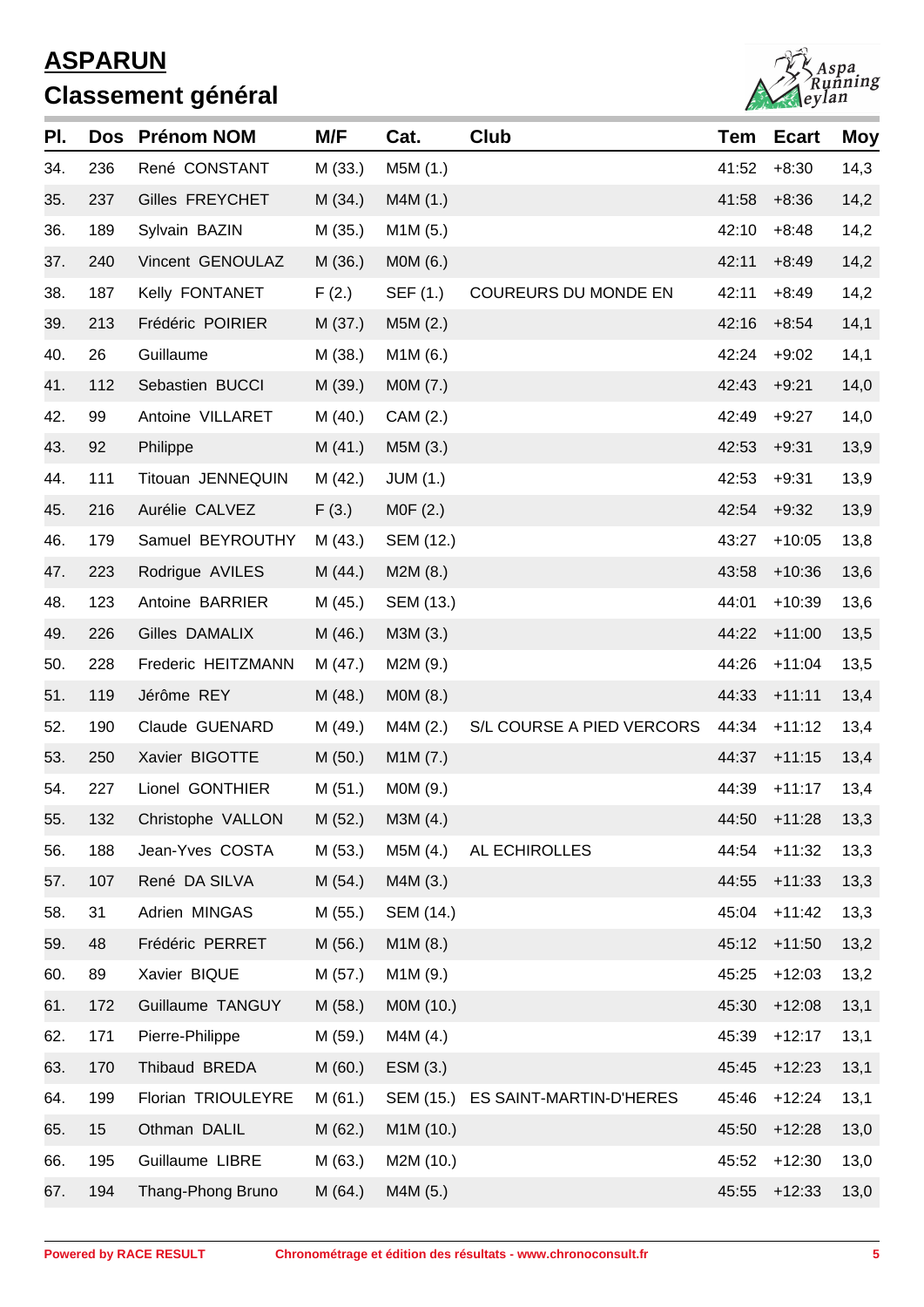# ASPARUN

## Classement général

| Pl. | Dos | Prénom NOM | M/F | Cat. | Club | Tem | Ecart | Moy |
|---|---|---|---|---|---|---|---|---|
| 34. | 236 | René CONSTANT | M (33.) | M5M (1.) | | 41:52 | +8:30 | 14,3 |
| 35. | 237 | Gilles FREYCHET | M (34.) | M4M (1.) | | 41:58 | +8:36 | 14,2 |
| 36. | 189 | Sylvain BAZIN | M (35.) | M1M (5.) | | 42:10 | +8:48 | 14,2 |
| 37. | 240 | Vincent GENOULAZ | M (36.) | M0M (6.) | | 42:11 | +8:49 | 14,2 |
| 38. | 187 | Kelly FONTANET | F (2.) | SEF (1.) | COUREURS DU MONDE EN | 42:11 | +8:49 | 14,2 |
| 39. | 213 | Frédéric POIRIER | M (37.) | M5M (2.) | | 42:16 | +8:54 | 14,1 |
| 40. | 26 | Guillaume | M (38.) | M1M (6.) | | 42:24 | +9:02 | 14,1 |
| 41. | 112 | Sebastien BUCCI | M (39.) | M0M (7.) | | 42:43 | +9:21 | 14,0 |
| 42. | 99 | Antoine VILLARET | M (40.) | CAM (2.) | | 42:49 | +9:27 | 14,0 |
| 43. | 92 | Philippe | M (41.) | M5M (3.) | | 42:53 | +9:31 | 13,9 |
| 44. | 111 | Titouan JENNEQUIN | M (42.) | JUM (1.) | | 42:53 | +9:31 | 13,9 |
| 45. | 216 | Aurélie CALVEZ | F (3.) | M0F (2.) | | 42:54 | +9:32 | 13,9 |
| 46. | 179 | Samuel BEYROUTHY | M (43.) | SEM (12.) | | 43:27 | +10:05 | 13,8 |
| 47. | 223 | Rodrigue AVILES | M (44.) | M2M (8.) | | 43:58 | +10:36 | 13,6 |
| 48. | 123 | Antoine BARRIER | M (45.) | SEM (13.) | | 44:01 | +10:39 | 13,6 |
| 49. | 226 | Gilles DAMALIX | M (46.) | M3M (3.) | | 44:22 | +11:00 | 13,5 |
| 50. | 228 | Frederic HEITZMANN | M (47.) | M2M (9.) | | 44:26 | +11:04 | 13,5 |
| 51. | 119 | Jérôme REY | M (48.) | M0M (8.) | | 44:33 | +11:11 | 13,4 |
| 52. | 190 | Claude GUENARD | M (49.) | M4M (2.) | S/L COURSE A PIED VERCORS | 44:34 | +11:12 | 13,4 |
| 53. | 250 | Xavier BIGOTTE | M (50.) | M1M (7.) | | 44:37 | +11:15 | 13,4 |
| 54. | 227 | Lionel GONTHIER | M (51.) | M0M (9.) | | 44:39 | +11:17 | 13,4 |
| 55. | 132 | Christophe VALLON | M (52.) | M3M (4.) | | 44:50 | +11:28 | 13,3 |
| 56. | 188 | Jean-Yves COSTA | M (53.) | M5M (4.) | AL ECHIROLLES | 44:54 | +11:32 | 13,3 |
| 57. | 107 | René DA SILVA | M (54.) | M4M (3.) | | 44:55 | +11:33 | 13,3 |
| 58. | 31 | Adrien MINGAS | M (55.) | SEM (14.) | | 45:04 | +11:42 | 13,3 |
| 59. | 48 | Frédéric PERRET | M (56.) | M1M (8.) | | 45:12 | +11:50 | 13,2 |
| 60. | 89 | Xavier BIQUE | M (57.) | M1M (9.) | | 45:25 | +12:03 | 13,2 |
| 61. | 172 | Guillaume TANGUY | M (58.) | M0M (10.) | | 45:30 | +12:08 | 13,1 |
| 62. | 171 | Pierre-Philippe | M (59.) | M4M (4.) | | 45:39 | +12:17 | 13,1 |
| 63. | 170 | Thibaud BREDA | M (60.) | ESM (3.) | | 45:45 | +12:23 | 13,1 |
| 64. | 199 | Florian TRIOULEYRE | M (61.) | SEM (15.) | ES SAINT-MARTIN-D'HERES | 45:46 | +12:24 | 13,1 |
| 65. | 15 | Othman DALIL | M (62.) | M1M (10.) | | 45:50 | +12:28 | 13,0 |
| 66. | 195 | Guillaume LIBRE | M (63.) | M2M (10.) | | 45:52 | +12:30 | 13,0 |
| 67. | 194 | Thang-Phong Bruno | M (64.) | M4M (5.) | | 45:55 | +12:33 | 13,0 |

**Powered by RACE RESULT** **Chronométrage et édition des résultats - www.chronoconsult.fr**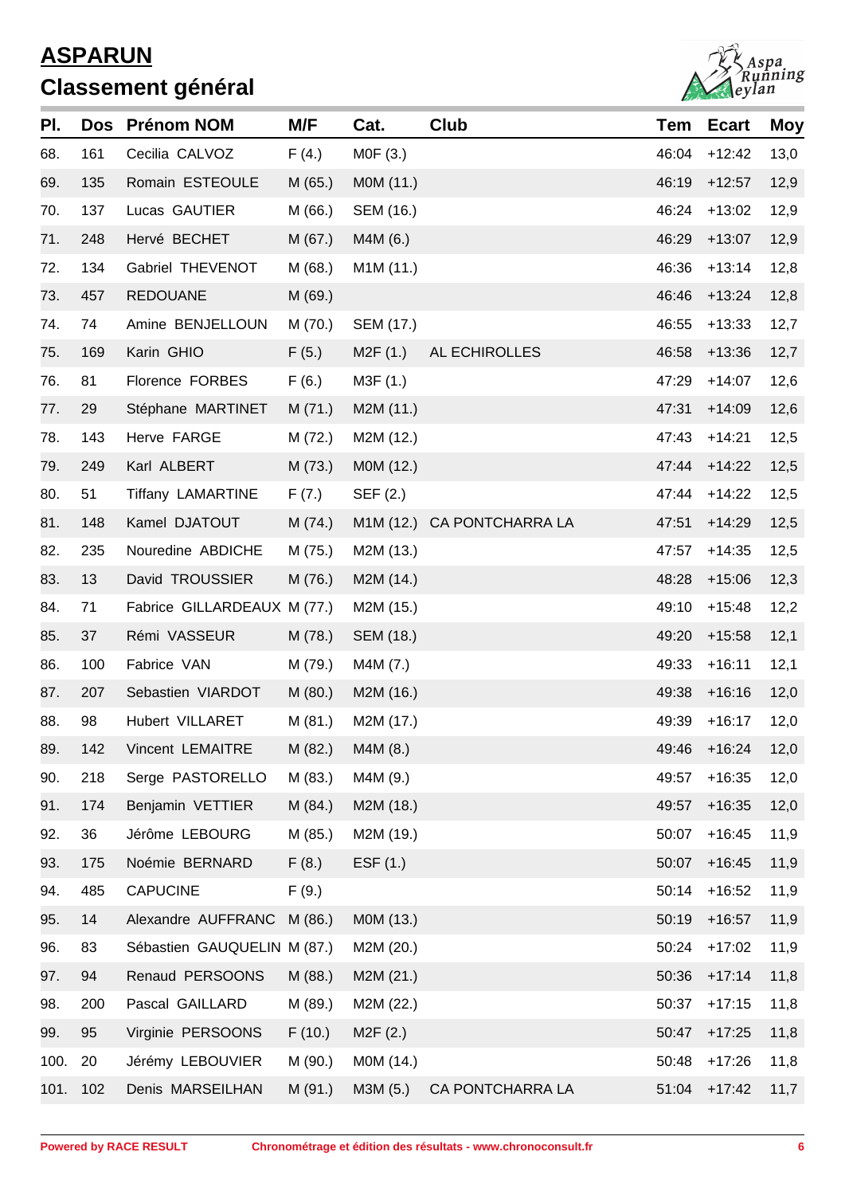# ASPARUN

## Classement général

| Pl. | Dos | Prénom NOM | M/F | Cat. | Club | Tem | Ecart | Moy |
|---|---|---|---|---|---|---|---|---|
| 68. | 161 | Cecilia CALVOZ | F (4.) | M0F (3.) | | 46:04 | +12:42 | 13,0 |
| 69. | 135 | Romain ESTEOULE | M (65.) | M0M (11.) | | 46:19 | +12:57 | 12,9 |
| 70. | 137 | Lucas GAUTIER | M (66.) | SEM (16.) | | 46:24 | +13:02 | 12,9 |
| 71. | 248 | Hervé BECHET | M (67.) | M4M (6.) | | 46:29 | +13:07 | 12,9 |
| 72. | 134 | Gabriel THEVENOT | M (68.) | M1M (11.) | | 46:36 | +13:14 | 12,8 |
| 73. | 457 | REDOUANE | M (69.) | | | 46:46 | +13:24 | 12,8 |
| 74. | 74 | Amine BENJELLOUN | M (70.) | SEM (17.) | | 46:55 | +13:33 | 12,7 |
| 75. | 169 | Karin GHIO | F (5.) | M2F (1.) | AL ECHIROLLES | 46:58 | +13:36 | 12,7 |
| 76. | 81 | Florence FORBES | F (6.) | M3F (1.) | | 47:29 | +14:07 | 12,6 |
| 77. | 29 | Stéphane MARTINET | M (71.) | M2M (11.) | | 47:31 | +14:09 | 12,6 |
| 78. | 143 | Herve FARGE | M (72.) | M2M (12.) | | 47:43 | +14:21 | 12,5 |
| 79. | 249 | Karl ALBERT | M (73.) | M0M (12.) | | 47:44 | +14:22 | 12,5 |
| 80. | 51 | Tiffany LAMARTINE | F (7.) | SEF (2.) | | 47:44 | +14:22 | 12,5 |
| 81. | 148 | Kamel DJATOUT | M (74.) | M1M (12.) | CA PONTCHARRA LA | 47:51 | +14:29 | 12,5 |
| 82. | 235 | Nouredine ABDICHE | M (75.) | M2M (13.) | | 47:57 | +14:35 | 12,5 |
| 83. | 13 | David TROUSSIER | M (76.) | M2M (14.) | | 48:28 | +15:06 | 12,3 |
| 84. | 71 | Fabrice GILLARDEAUX | M (77.) | M2M (15.) | | 49:10 | +15:48 | 12,2 |
| 85. | 37 | Rémi VASSEUR | M (78.) | SEM (18.) | | 49:20 | +15:58 | 12,1 |
| 86. | 100 | Fabrice VAN | M (79.) | M4M (7.) | | 49:33 | +16:11 | 12,1 |
| 87. | 207 | Sebastien VIARDOT | M (80.) | M2M (16.) | | 49:38 | +16:16 | 12,0 |
| 88. | 98 | Hubert VILLARET | M (81.) | M2M (17.) | | 49:39 | +16:17 | 12,0 |
| 89. | 142 | Vincent LEMAITRE | M (82.) | M4M (8.) | | 49:46 | +16:24 | 12,0 |
| 90. | 218 | Serge PASTORELLO | M (83.) | M4M (9.) | | 49:57 | +16:35 | 12,0 |
| 91. | 174 | Benjamin VETTIER | M (84.) | M2M (18.) | | 49:57 | +16:35 | 12,0 |
| 92. | 36 | Jérôme LEBOURG | M (85.) | M2M (19.) | | 50:07 | +16:45 | 11,9 |
| 93. | 175 | Noémie BERNARD | F (8.) | ESF (1.) | | 50:07 | +16:45 | 11,9 |
| 94. | 485 | CAPUCINE | F (9.) | | | 50:14 | +16:52 | 11,9 |
| 95. | 14 | Alexandre AUFFRANC | M (86.) | M0M (13.) | | 50:19 | +16:57 | 11,9 |
| 96. | 83 | Sébastien GAUQUELIN | M (87.) | M2M (20.) | | 50:24 | +17:02 | 11,9 |
| 97. | 94 | Renaud PERSOONS | M (88.) | M2M (21.) | | 50:36 | +17:14 | 11,8 |
| 98. | 200 | Pascal GAILLARD | M (89.) | M2M (22.) | | 50:37 | +17:15 | 11,8 |
| 99. | 95 | Virginie PERSOONS | F (10.) | M2F (2.) | | 50:47 | +17:25 | 11,8 |
| 100. | 20 | Jérémy LEBOUVIER | M (90.) | M0M (14.) | | 50:48 | +17:26 | 11,8 |
| 101. | 102 | Denis MARSEILHAN | M (91.) | M3M (5.) | CA PONTCHARRA LA | 51:04 | +17:42 | 11,7 |

Powered by RACE RESULT — Chronométrage et édition des résultats - www.chronoconsult.fr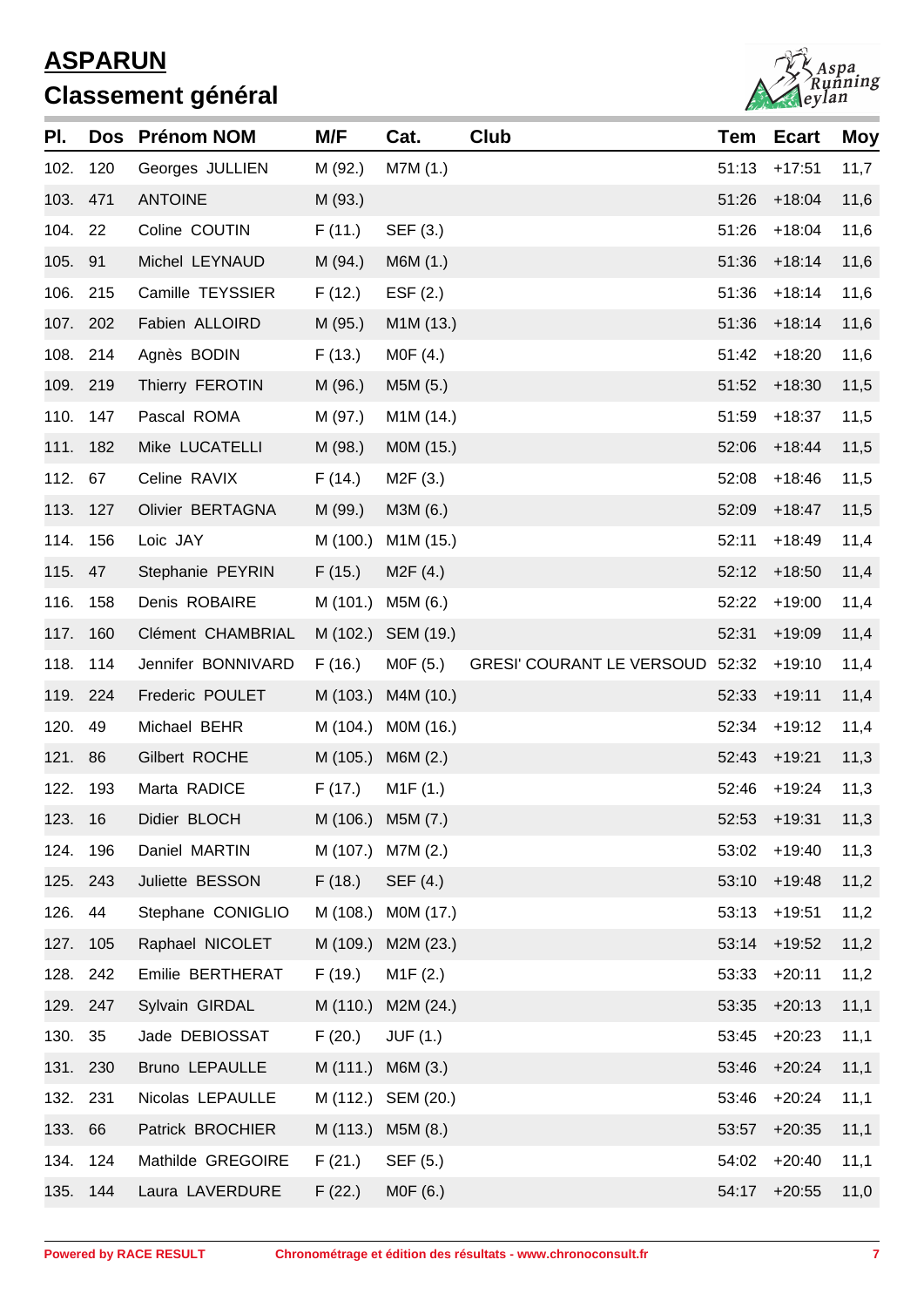# ASPARUN

## Classement général

| Pl. | Dos | Prénom NOM | M/F | Cat. | Club | Tem | Ecart | Moy |
|---|---|---|---|---|---|---|---|---|
| 102. | 120 | Georges JULLIEN | M (92.) | M7M (1.) | | 51:13 | +17:51 | 11,7 |
| 103. | 471 | ANTOINE | M (93.) | | | 51:26 | +18:04 | 11,6 |
| 104. | 22 | Coline COUTIN | F (11.) | SEF (3.) | | 51:26 | +18:04 | 11,6 |
| 105. | 91 | Michel LEYNAUD | M (94.) | M6M (1.) | | 51:36 | +18:14 | 11,6 |
| 106. | 215 | Camille TEYSSIER | F (12.) | ESF (2.) | | 51:36 | +18:14 | 11,6 |
| 107. | 202 | Fabien ALLOIRD | M (95.) | M1M (13.) | | 51:36 | +18:14 | 11,6 |
| 108. | 214 | Agnès BODIN | F (13.) | M0F (4.) | | 51:42 | +18:20 | 11,6 |
| 109. | 219 | Thierry FEROTIN | M (96.) | M5M (5.) | | 51:52 | +18:30 | 11,5 |
| 110. | 147 | Pascal ROMA | M (97.) | M1M (14.) | | 51:59 | +18:37 | 11,5 |
| 111. | 182 | Mike LUCATELLI | M (98.) | M0M (15.) | | 52:06 | +18:44 | 11,5 |
| 112. | 67 | Celine RAVIX | F (14.) | M2F (3.) | | 52:08 | +18:46 | 11,5 |
| 113. | 127 | Olivier BERTAGNA | M (99.) | M3M (6.) | | 52:09 | +18:47 | 11,5 |
| 114. | 156 | Loic JAY | M (100.) | M1M (15.) | | 52:11 | +18:49 | 11,4 |
| 115. | 47 | Stephanie PEYRIN | F (15.) | M2F (4.) | | 52:12 | +18:50 | 11,4 |
| 116. | 158 | Denis ROBAIRE | M (101.) | M5M (6.) | | 52:22 | +19:00 | 11,4 |
| 117. | 160 | Clément CHAMBRIAL | M (102.) | SEM (19.) | | 52:31 | +19:09 | 11,4 |
| 118. | 114 | Jennifer BONNIVARD | F (16.) | M0F (5.) | GRESI' COURANT LE VERSOUD | 52:32 | +19:10 | 11,4 |
| 119. | 224 | Frederic POULET | M (103.) | M4M (10.) | | 52:33 | +19:11 | 11,4 |
| 120. | 49 | Michael BEHR | M (104.) | M0M (16.) | | 52:34 | +19:12 | 11,4 |
| 121. | 86 | Gilbert ROCHE | M (105.) | M6M (2.) | | 52:43 | +19:21 | 11,3 |
| 122. | 193 | Marta RADICE | F (17.) | M1F (1.) | | 52:46 | +19:24 | 11,3 |
| 123. | 16 | Didier BLOCH | M (106.) | M5M (7.) | | 52:53 | +19:31 | 11,3 |
| 124. | 196 | Daniel MARTIN | M (107.) | M7M (2.) | | 53:02 | +19:40 | 11,3 |
| 125. | 243 | Juliette BESSON | F (18.) | SEF (4.) | | 53:10 | +19:48 | 11,2 |
| 126. | 44 | Stephane CONIGLIO | M (108.) | M0M (17.) | | 53:13 | +19:51 | 11,2 |
| 127. | 105 | Raphael NICOLET | M (109.) | M2M (23.) | | 53:14 | +19:52 | 11,2 |
| 128. | 242 | Emilie BERTHERAT | F (19.) | M1F (2.) | | 53:33 | +20:11 | 11,2 |
| 129. | 247 | Sylvain GIRDAL | M (110.) | M2M (24.) | | 53:35 | +20:13 | 11,1 |
| 130. | 35 | Jade DEBIOSSAT | F (20.) | JUF (1.) | | 53:45 | +20:23 | 11,1 |
| 131. | 230 | Bruno LEPAULLE | M (111.) | M6M (3.) | | 53:46 | +20:24 | 11,1 |
| 132. | 231 | Nicolas LEPAULLE | M (112.) | SEM (20.) | | 53:46 | +20:24 | 11,1 |
| 133. | 66 | Patrick BROCHIER | M (113.) | M5M (8.) | | 53:57 | +20:35 | 11,1 |
| 134. | 124 | Mathilde GREGOIRE | F (21.) | SEF (5.) | | 54:02 | +20:40 | 11,1 |
| 135. | 144 | Laura LAVERDURE | F (22.) | M0F (6.) | | 54:17 | +20:55 | 11,0 |

Powered by RACE RESULT — Chronométrage et édition des résultats - www.chronoconsult.fr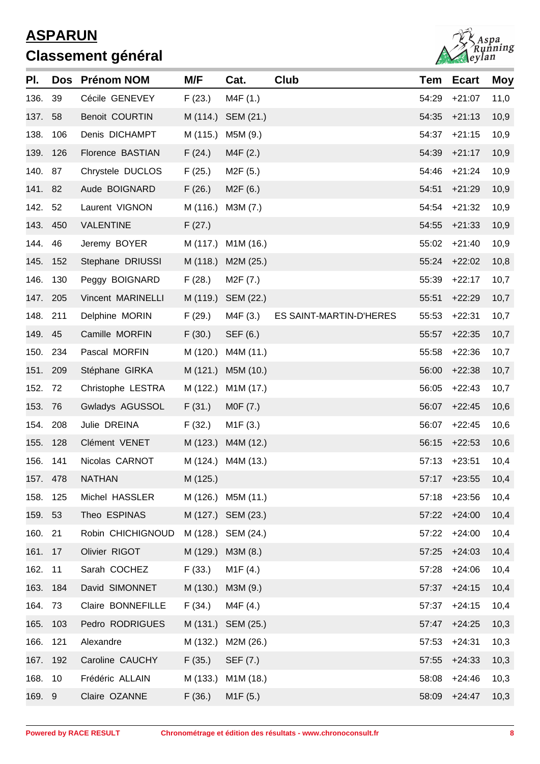# ASPARUN

## Classement général

| Pl. | Dos | Prénom NOM | M/F | Cat. | Club | Tem | Ecart | Moy |
|---|---|---|---|---|---|---|---|---|
| 136. | 39 | Cécile GENEVEY | F (23.) | M4F (1.) | | 54:29 | +21:07 | 11,0 |
| 137. | 58 | Benoit COURTIN | M (114.) | SEM (21.) | | 54:35 | +21:13 | 10,9 |
| 138. | 106 | Denis DICHAMPT | M (115.) | M5M (9.) | | 54:37 | +21:15 | 10,9 |
| 139. | 126 | Florence BASTIAN | F (24.) | M4F (2.) | | 54:39 | +21:17 | 10,9 |
| 140. | 87 | Chrystele DUCLOS | F (25.) | M2F (5.) | | 54:46 | +21:24 | 10,9 |
| 141. | 82 | Aude BOIGNARD | F (26.) | M2F (6.) | | 54:51 | +21:29 | 10,9 |
| 142. | 52 | Laurent VIGNON | M (116.) | M3M (7.) | | 54:54 | +21:32 | 10,9 |
| 143. | 450 | VALENTINE | F (27.) | | | 54:55 | +21:33 | 10,9 |
| 144. | 46 | Jeremy BOYER | M (117.) | M1M (16.) | | 55:02 | +21:40 | 10,9 |
| 145. | 152 | Stephane DRIUSSI | M (118.) | M2M (25.) | | 55:24 | +22:02 | 10,8 |
| 146. | 130 | Peggy BOIGNARD | F (28.) | M2F (7.) | | 55:39 | +22:17 | 10,7 |
| 147. | 205 | Vincent MARINELLI | M (119.) | SEM (22.) | | 55:51 | +22:29 | 10,7 |
| 148. | 211 | Delphine MORIN | F (29.) | M4F (3.) | ES SAINT-MARTIN-D'HERES | 55:53 | +22:31 | 10,7 |
| 149. | 45 | Camille MORFIN | F (30.) | SEF (6.) | | 55:57 | +22:35 | 10,7 |
| 150. | 234 | Pascal MORFIN | M (120.) | M4M (11.) | | 55:58 | +22:36 | 10,7 |
| 151. | 209 | Stéphane GIRKA | M (121.) | M5M (10.) | | 56:00 | +22:38 | 10,7 |
| 152. | 72 | Christophe LESTRA | M (122.) | M1M (17.) | | 56:05 | +22:43 | 10,7 |
| 153. | 76 | Gwladys AGUSSOL | F (31.) | M0F (7.) | | 56:07 | +22:45 | 10,6 |
| 154. | 208 | Julie DREINA | F (32.) | M1F (3.) | | 56:07 | +22:45 | 10,6 |
| 155. | 128 | Clément VENET | M (123.) | M4M (12.) | | 56:15 | +22:53 | 10,6 |
| 156. | 141 | Nicolas CARNOT | M (124.) | M4M (13.) | | 57:13 | +23:51 | 10,4 |
| 157. | 478 | NATHAN | M (125.) | | | 57:17 | +23:55 | 10,4 |
| 158. | 125 | Michel HASSLER | M (126.) | M5M (11.) | | 57:18 | +23:56 | 10,4 |
| 159. | 53 | Theo ESPINAS | M (127.) | SEM (23.) | | 57:22 | +24:00 | 10,4 |
| 160. | 21 | Robin CHICHIGNOUD | M (128.) | SEM (24.) | | 57:22 | +24:00 | 10,4 |
| 161. | 17 | Olivier RIGOT | M (129.) | M3M (8.) | | 57:25 | +24:03 | 10,4 |
| 162. | 11 | Sarah COCHEZ | F (33.) | M1F (4.) | | 57:28 | +24:06 | 10,4 |
| 163. | 184 | David SIMONNET | M (130.) | M3M (9.) | | 57:37 | +24:15 | 10,4 |
| 164. | 73 | Claire BONNEFILLE | F (34.) | M4F (4.) | | 57:37 | +24:15 | 10,4 |
| 165. | 103 | Pedro RODRIGUES | M (131.) | SEM (25.) | | 57:47 | +24:25 | 10,3 |
| 166. | 121 | Alexandre | M (132.) | M2M (26.) | | 57:53 | +24:31 | 10,3 |
| 167. | 192 | Caroline CAUCHY | F (35.) | SEF (7.) | | 57:55 | +24:33 | 10,3 |
| 168. | 10 | Frédéric ALLAIN | M (133.) | M1M (18.) | | 58:08 | +24:46 | 10,3 |
| 169. | 9 | Claire OZANNE | F (36.) | M1F (5.) | | 58:09 | +24:47 | 10,3 |

Powered by RACE RESULT — Chronométrage et édition des résultats - www.chronoconsult.fr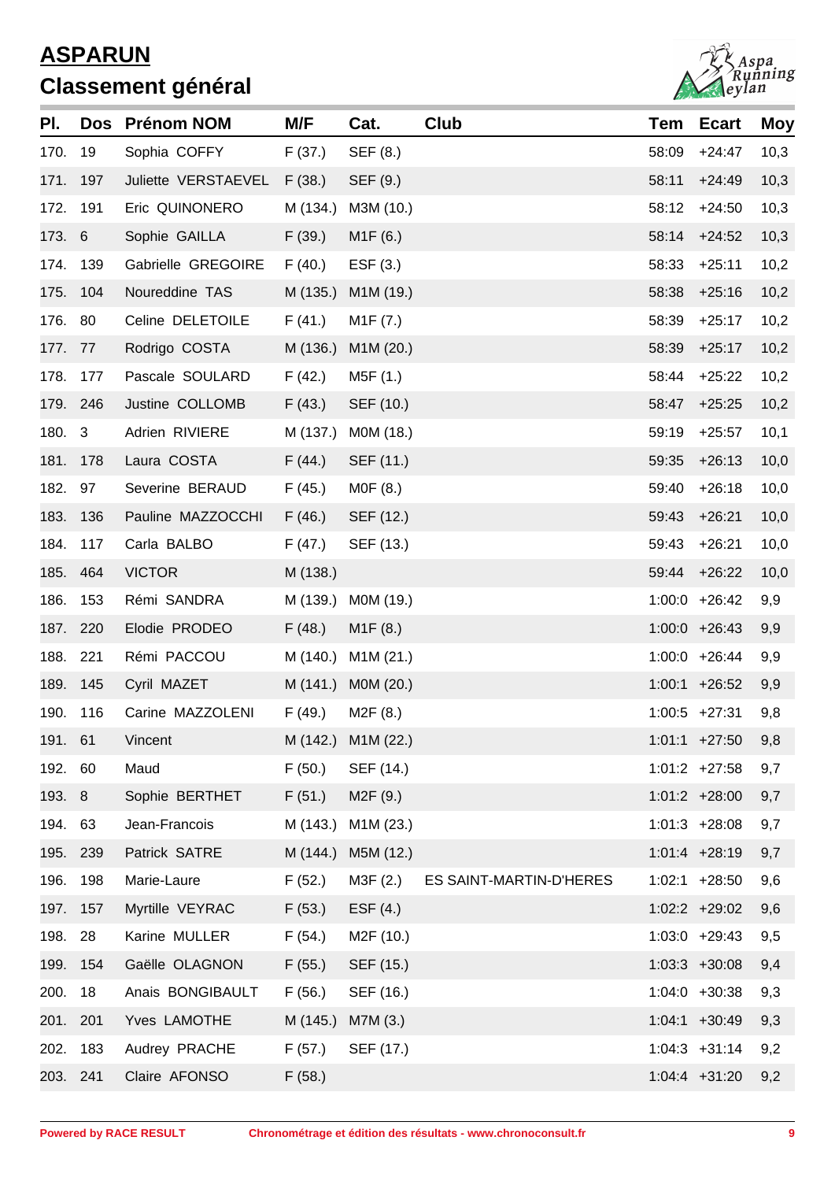# ASPARUN

## Classement général

| Pl. | Dos | Prénom NOM | M/F | Cat. | Club | Tem | Ecart | Moy |
|---|---|---|---|---|---|---|---|---|
| 170. | 19 | Sophia COFFY | F (37.) | SEF (8.) | | 58:09 | +24:47 | 10,3 |
| 171. | 197 | Juliette VERSTAEVEL | F (38.) | SEF (9.) | | 58:11 | +24:49 | 10,3 |
| 172. | 191 | Eric QUINONERO | M (134.) | M3M (10.) | | 58:12 | +24:50 | 10,3 |
| 173. | 6 | Sophie GAILLA | F (39.) | M1F (6.) | | 58:14 | +24:52 | 10,3 |
| 174. | 139 | Gabrielle GREGOIRE | F (40.) | ESF (3.) | | 58:33 | +25:11 | 10,2 |
| 175. | 104 | Noureddine TAS | M (135.) | M1M (19.) | | 58:38 | +25:16 | 10,2 |
| 176. | 80 | Celine DELETOILE | F (41.) | M1F (7.) | | 58:39 | +25:17 | 10,2 |
| 177. | 77 | Rodrigo COSTA | M (136.) | M1M (20.) | | 58:39 | +25:17 | 10,2 |
| 178. | 177 | Pascale SOULARD | F (42.) | M5F (1.) | | 58:44 | +25:22 | 10,2 |
| 179. | 246 | Justine COLLOMB | F (43.) | SEF (10.) | | 58:47 | +25:25 | 10,2 |
| 180. | 3 | Adrien RIVIERE | M (137.) | M0M (18.) | | 59:19 | +25:57 | 10,1 |
| 181. | 178 | Laura COSTA | F (44.) | SEF (11.) | | 59:35 | +26:13 | 10,0 |
| 182. | 97 | Severine BERAUD | F (45.) | M0F (8.) | | 59:40 | +26:18 | 10,0 |
| 183. | 136 | Pauline MAZZOCCHI | F (46.) | SEF (12.) | | 59:43 | +26:21 | 10,0 |
| 184. | 117 | Carla BALBO | F (47.) | SEF (13.) | | 59:43 | +26:21 | 10,0 |
| 185. | 464 | VICTOR | M (138.) | | | 59:44 | +26:22 | 10,0 |
| 186. | 153 | Rémi SANDRA | M (139.) | M0M (19.) | | 1:00:0 | +26:42 | 9,9 |
| 187. | 220 | Elodie PRODEO | F (48.) | M1F (8.) | | 1:00:0 | +26:43 | 9,9 |
| 188. | 221 | Rémi PACCOU | M (140.) | M1M (21.) | | 1:00:0 | +26:44 | 9,9 |
| 189. | 145 | Cyril MAZET | M (141.) | M0M (20.) | | 1:00:1 | +26:52 | 9,9 |
| 190. | 116 | Carine MAZZOLENI | F (49.) | M2F (8.) | | 1:00:5 | +27:31 | 9,8 |
| 191. | 61 | Vincent | M (142.) | M1M (22.) | | 1:01:1 | +27:50 | 9,8 |
| 192. | 60 | Maud | F (50.) | SEF (14.) | | 1:01:2 | +27:58 | 9,7 |
| 193. | 8 | Sophie BERTHET | F (51.) | M2F (9.) | | 1:01:2 | +28:00 | 9,7 |
| 194. | 63 | Jean-Francois | M (143.) | M1M (23.) | | 1:01:3 | +28:08 | 9,7 |
| 195. | 239 | Patrick SATRE | M (144.) | M5M (12.) | | 1:01:4 | +28:19 | 9,7 |
| 196. | 198 | Marie-Laure | F (52.) | M3F (2.) | ES SAINT-MARTIN-D'HERES | 1:02:1 | +28:50 | 9,6 |
| 197. | 157 | Myrtille VEYRAC | F (53.) | ESF (4.) | | 1:02:2 | +29:02 | 9,6 |
| 198. | 28 | Karine MULLER | F (54.) | M2F (10.) | | 1:03:0 | +29:43 | 9,5 |
| 199. | 154 | Gaëlle OLAGNON | F (55.) | SEF (15.) | | 1:03:3 | +30:08 | 9,4 |
| 200. | 18 | Anais BONGIBAULT | F (56.) | SEF (16.) | | 1:04:0 | +30:38 | 9,3 |
| 201. | 201 | Yves LAMOTHE | M (145.) | M7M (3.) | | 1:04:1 | +30:49 | 9,3 |
| 202. | 183 | Audrey PRACHE | F (57.) | SEF (17.) | | 1:04:3 | +31:14 | 9,2 |
| 203. | 241 | Claire AFONSO | F (58.) | | | 1:04:4 | +31:20 | 9,2 |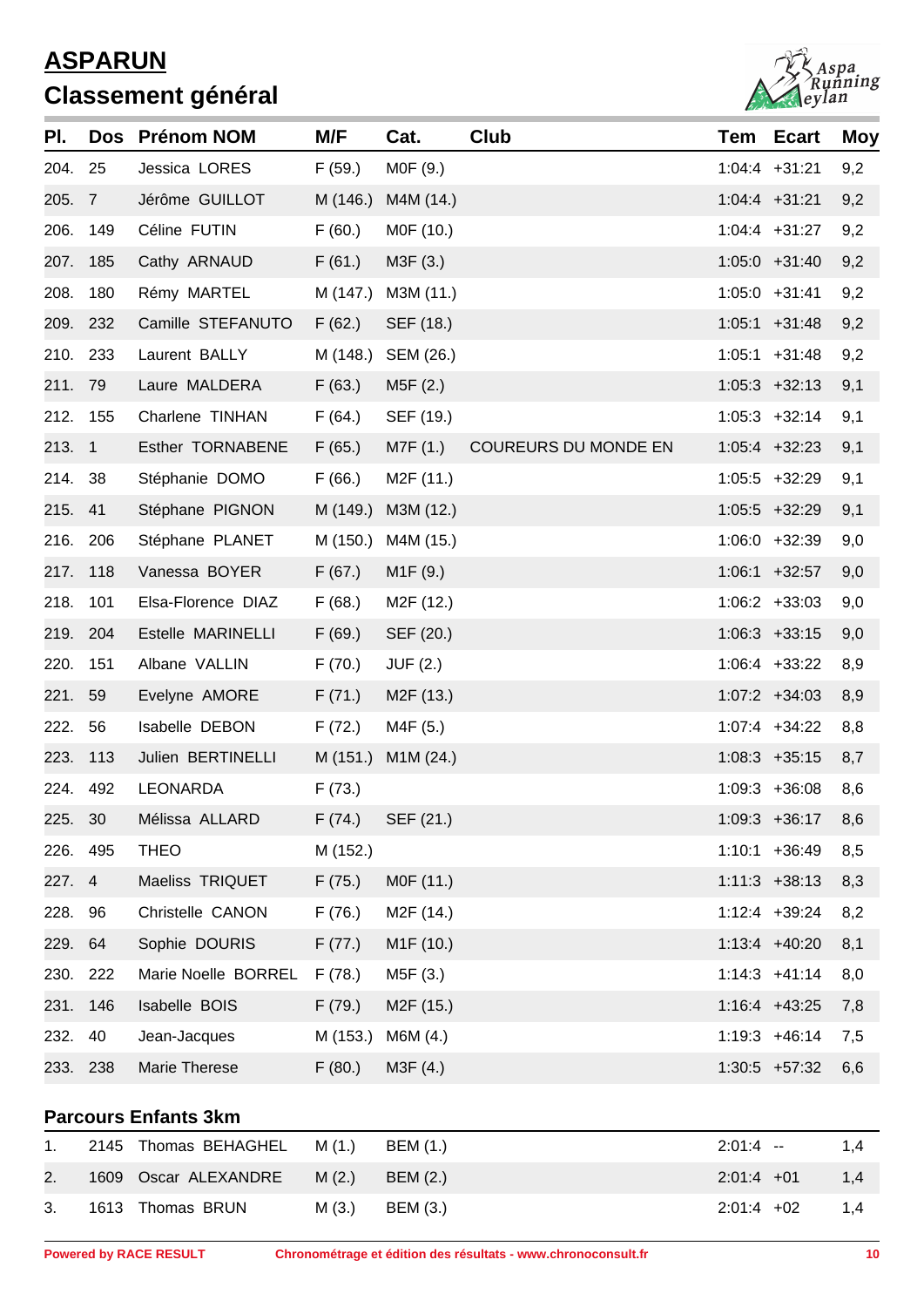## ASPARUN

## Classement général

| Pl. | Dos | Prénom NOM | M/F | Cat. | Club | Tem | Ecart | Moy |
|---|---|---|---|---|---|---|---|---|
| 204. | 25 | Jessica LORES | F (59.) | M0F (9.) | | 1:04:4 | +31:21 | 9,2 |
| 205. | 7 | Jérôme GUILLOT | M (146.) | M4M (14.) | | 1:04:4 | +31:21 | 9,2 |
| 206. | 149 | Céline FUTIN | F (60.) | M0F (10.) | | 1:04:4 | +31:27 | 9,2 |
| 207. | 185 | Cathy ARNAUD | F (61.) | M3F (3.) | | 1:05:0 | +31:40 | 9,2 |
| 208. | 180 | Rémy MARTEL | M (147.) | M3M (11.) | | 1:05:0 | +31:41 | 9,2 |
| 209. | 232 | Camille STEFANUTO | F (62.) | SEF (18.) | | 1:05:1 | +31:48 | 9,2 |
| 210. | 233 | Laurent BALLY | M (148.) | SEM (26.) | | 1:05:1 | +31:48 | 9,2 |
| 211. | 79 | Laure MALDERA | F (63.) | M5F (2.) | | 1:05:3 | +32:13 | 9,1 |
| 212. | 155 | Charlene TINHAN | F (64.) | SEF (19.) | | 1:05:3 | +32:14 | 9,1 |
| 213. | 1 | Esther TORNABENE | F (65.) | M7F (1.) | COUREURS DU MONDE EN | 1:05:4 | +32:23 | 9,1 |
| 214. | 38 | Stéphanie DOMO | F (66.) | M2F (11.) | | 1:05:5 | +32:29 | 9,1 |
| 215. | 41 | Stéphane PIGNON | M (149.) | M3M (12.) | | 1:05:5 | +32:29 | 9,1 |
| 216. | 206 | Stéphane PLANET | M (150.) | M4M (15.) | | 1:06:0 | +32:39 | 9,0 |
| 217. | 118 | Vanessa BOYER | F (67.) | M1F (9.) | | 1:06:1 | +32:57 | 9,0 |
| 218. | 101 | Elsa-Florence DIAZ | F (68.) | M2F (12.) | | 1:06:2 | +33:03 | 9,0 |
| 219. | 204 | Estelle MARINELLI | F (69.) | SEF (20.) | | 1:06:3 | +33:15 | 9,0 |
| 220. | 151 | Albane VALLIN | F (70.) | JUF (2.) | | 1:06:4 | +33:22 | 8,9 |
| 221. | 59 | Evelyne AMORE | F (71.) | M2F (13.) | | 1:07:2 | +34:03 | 8,9 |
| 222. | 56 | Isabelle DEBON | F (72.) | M4F (5.) | | 1:07:4 | +34:22 | 8,8 |
| 223. | 113 | Julien BERTINELLI | M (151.) | M1M (24.) | | 1:08:3 | +35:15 | 8,7 |
| 224. | 492 | LEONARDA | F (73.) | | | 1:09:3 | +36:08 | 8,6 |
| 225. | 30 | Mélissa ALLARD | F (74.) | SEF (21.) | | 1:09:3 | +36:17 | 8,6 |
| 226. | 495 | THEO | M (152.) | | | 1:10:1 | +36:49 | 8,5 |
| 227. | 4 | Maeliss TRIQUET | F (75.) | M0F (11.) | | 1:11:3 | +38:13 | 8,3 |
| 228. | 96 | Christelle CANON | F (76.) | M2F (14.) | | 1:12:4 | +39:24 | 8,2 |
| 229. | 64 | Sophie DOURIS | F (77.) | M1F (10.) | | 1:13:4 | +40:20 | 8,1 |
| 230. | 222 | Marie Noelle BORREL | F (78.) | M5F (3.) | | 1:14:3 | +41:14 | 8,0 |
| 231. | 146 | Isabelle BOIS | F (79.) | M2F (15.) | | 1:16:4 | +43:25 | 7,8 |
| 232. | 40 | Jean-Jacques | M (153.) | M6M (4.) | | 1:19:3 | +46:14 | 7,5 |
| 233. | 238 | Marie Therese | F (80.) | M3F (4.) | | 1:30:5 | +57:32 | 6,6 |

### Parcours Enfants 3km

| Pl. | Dos | Prénom NOM | M/F | Cat. | Club | Tem | Ecart | Moy |
|---|---|---|---|---|---|---|---|---|
| 1. | 2145 | Thomas BEHAGHEL | M (1.) | BEM (1.) | | 2:01:4 | -- | 1,4 |
| 2. | 1609 | Oscar ALEXANDRE | M (2.) | BEM (2.) | | 2:01:4 | +01 | 1,4 |
| 3. | 1613 | Thomas BRUN | M (3.) | BEM (3.) | | 2:01:4 | +02 | 1,4 |

**Powered by RACE RESULT** **Chronométrage et édition des résultats - www.chronoconsult.fr**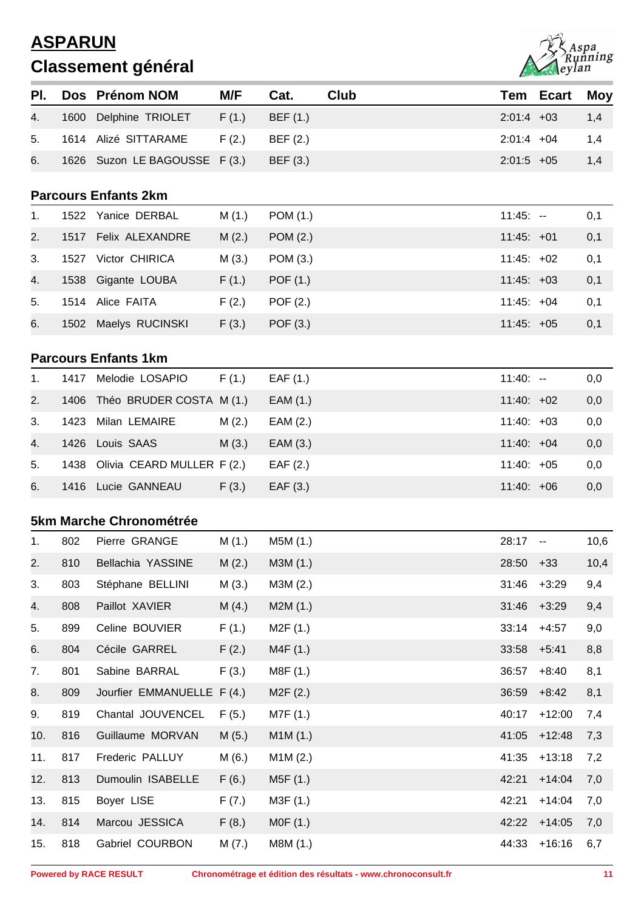# ASPARUN

## Classement général

| Pl. | Dos | Prénom NOM | M/F | Cat. | Club | Tem | Ecart | Moy |
|---|---|---|---|---|---|---|---|---|
| 4. | 1600 | Delphine TRIOLET | F (1.) | BEF (1.) | | 2:01:4 | +03 | 1,4 |
| 5. | 1614 | Alizé SITTARAME | F (2.) | BEF (2.) | | 2:01:4 | +04 | 1,4 |
| 6. | 1626 | Suzon LE BAGOUSSE | F (3.) | BEF (3.) | | 2:01:5 | +05 | 1,4 |

### Parcours Enfants 2km

| Pl. | Dos | Prénom NOM | M/F | Cat. | Club | Tem | Ecart | Moy |
|---|---|---|---|---|---|---|---|---|
| 1. | 1522 | Yanice DERBAL | M (1.) | POM (1.) | | 11:45: | -- | 0,1 |
| 2. | 1517 | Felix ALEXANDRE | M (2.) | POM (2.) | | 11:45: | +01 | 0,1 |
| 3. | 1527 | Victor CHIRICA | M (3.) | POM (3.) | | 11:45: | +02 | 0,1 |
| 4. | 1538 | Gigante LOUBA | F (1.) | POF (1.) | | 11:45: | +03 | 0,1 |
| 5. | 1514 | Alice FAITA | F (2.) | POF (2.) | | 11:45: | +04 | 0,1 |
| 6. | 1502 | Maelys RUCINSKI | F (3.) | POF (3.) | | 11:45: | +05 | 0,1 |

### Parcours Enfants 1km

| Pl. | Dos | Prénom NOM | M/F | Cat. | Club | Tem | Ecart | Moy |
|---|---|---|---|---|---|---|---|---|
| 1. | 1417 | Melodie LOSAPIO | F (1.) | EAF (1.) | | 11:40: | -- | 0,0 |
| 2. | 1406 | Théo BRUDER COSTA | M (1.) | EAM (1.) | | 11:40: | +02 | 0,0 |
| 3. | 1423 | Milan LEMAIRE | M (2.) | EAM (2.) | | 11:40: | +03 | 0,0 |
| 4. | 1426 | Louis SAAS | M (3.) | EAM (3.) | | 11:40: | +04 | 0,0 |
| 5. | 1438 | Olivia CEARD MULLER | F (2.) | EAF (2.) | | 11:40: | +05 | 0,0 |
| 6. | 1416 | Lucie GANNEAU | F (3.) | EAF (3.) | | 11:40: | +06 | 0,0 |

### 5km Marche Chronométrée

| Pl. | Dos | Prénom NOM | M/F | Cat. | Club | Tem | Ecart | Moy |
|---|---|---|---|---|---|---|---|---|
| 1. | 802 | Pierre GRANGE | M (1.) | M5M (1.) | | 28:17 | -- | 10,6 |
| 2. | 810 | Bellachia YASSINE | M (2.) | M3M (1.) | | 28:50 | +33 | 10,4 |
| 3. | 803 | Stéphane BELLINI | M (3.) | M3M (2.) | | 31:46 | +3:29 | 9,4 |
| 4. | 808 | Paillot XAVIER | M (4.) | M2M (1.) | | 31:46 | +3:29 | 9,4 |
| 5. | 899 | Celine BOUVIER | F (1.) | M2F (1.) | | 33:14 | +4:57 | 9,0 |
| 6. | 804 | Cécile GARREL | F (2.) | M4F (1.) | | 33:58 | +5:41 | 8,8 |
| 7. | 801 | Sabine BARRAL | F (3.) | M8F (1.) | | 36:57 | +8:40 | 8,1 |
| 8. | 809 | Jourfier EMMANUELLE | F (4.) | M2F (2.) | | 36:59 | +8:42 | 8,1 |
| 9. | 819 | Chantal JOUVENCEL | F (5.) | M7F (1.) | | 40:17 | +12:00 | 7,4 |
| 10. | 816 | Guillaume MORVAN | M (5.) | M1M (1.) | | 41:05 | +12:48 | 7,3 |
| 11. | 817 | Frederic PALLUY | M (6.) | M1M (2.) | | 41:35 | +13:18 | 7,2 |
| 12. | 813 | Dumoulin ISABELLE | F (6.) | M5F (1.) | | 42:21 | +14:04 | 7,0 |
| 13. | 815 | Boyer LISE | F (7.) | M3F (1.) | | 42:21 | +14:04 | 7,0 |
| 14. | 814 | Marcou JESSICA | F (8.) | M0F (1.) | | 42:22 | +14:05 | 7,0 |
| 15. | 818 | Gabriel COURBON | M (7.) | M8M (1.) | | 44:33 | +16:16 | 6,7 |

Powered by RACE RESULT — Chronométrage et édition des résultats - www.chronoconsult.fr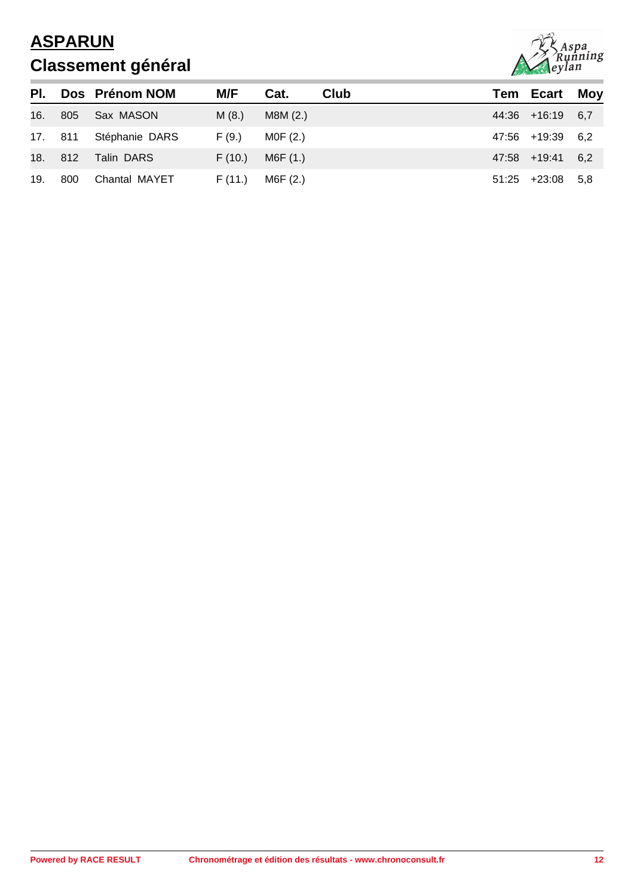# ASPARUN

## Classement général

| Pl. | Dos | Prénom NOM | M/F | Cat. | Club | Tem | Ecart | Moy |
|---|---|---|---|---|---|---|---|---|
| 16. | 805 | Sax MASON | M (8.) | M8M (2.) | | 44:36 | +16:19 | 6,7 |
| 17. | 811 | Stéphanie DARS | F (9.) | M0F (2.) | | 47:56 | +19:39 | 6,2 |
| 18. | 812 | Talin DARS | F (10.) | M6F (1.) | | 47:58 | +19:41 | 6,2 |
| 19. | 800 | Chantal MAYET | F (11.) | M6F (2.) | | 51:25 | +23:08 | 5,8 |

**Powered by RACE RESULT** **Chronométrage et édition des résultats - www.chronoconsult.fr**